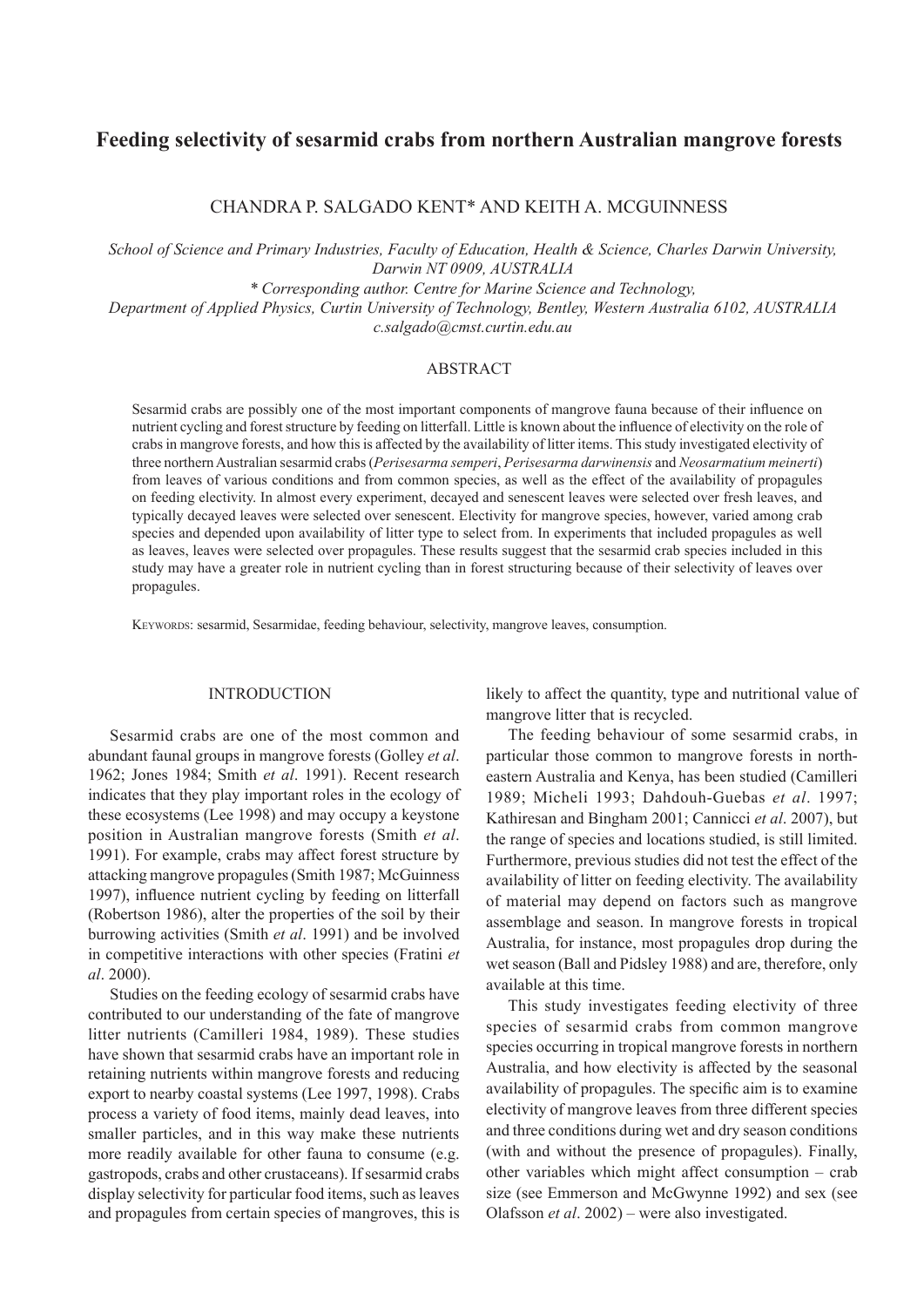# Feeding selectivity of sesarmid crabs from northern Australian mangrove forests

CHANDRA P. SALGADO KENT* AND KEITH A. MCGUINNESS

*School of Science and Primary Industries, Faculty of Education, Health & Science, Charles Darwin University, Darwin NT 0909, AUSTRALIA*

*\* Corresponding author. Centre for Marine Science and Technology, Department of Applied Physics, Curtin University of Technology, Bentley, Western Australia 6102, AUSTRALIA*

*c.salgado@cmst.curtin.edu.au*

## ABSTRACT

Sesarmid crabs are possibly one of the most important components of mangrove fauna because of their influence on nutrient cycling and forest structure by feeding on litterfall. Little is known about the influence of electivity on the role of crabs in mangrove forests, and how this is affected by the availability of litter items. This study investigated electivity of three northern Australian sesarmid crabs (*Perisesarma semperi*, *Perisesarma darwinensis* and *Neosarmatium meinerti*) from leaves of various conditions and from common species, as well as the effect of the availability of propagules on feeding electivity. In almost every experiment, decayed and senescent leaves were selected over fresh leaves, and typically decayed leaves were selected over senescent. Electivity for mangrove species, however, varied among crab species and depended upon availability of litter type to select from. In experiments that included propagules as well as leaves, leaves were selected over propagules. These results suggest that the sesarmid crab species included in this study may have a greater role in nutrient cycling than in forest structuring because of their selectivity of leaves over propagules.

KEYWORDS: sesarmid, Sesarmidae, feeding behaviour, selectivity, mangrove leaves, consumption.

## INTRODUCTION

Sesarmid crabs are one of the most common and abundant faunal groups in mangrove forests (Golley *et al*. 1962; Jones 1984; Smith *et al*. 1991). Recent research indicates that they play important roles in the ecology of these ecosystems (Lee 1998) and may occupy a keystone position in Australian mangrove forests (Smith *et al*. 1991). For example, crabs may affect forest structure by attacking mangrove propagules (Smith 1987; McGuinness 1997), influence nutrient cycling by feeding on litterfall (Robertson 1986), alter the properties of the soil by their burrowing activities (Smith *et al*. 1991) and be involved in competitive interactions with other species (Fratini *et al*. 2000).

Studies on the feeding ecology of sesarmid crabs have contributed to our understanding of the fate of mangrove litter nutrients (Camilleri 1984, 1989). These studies have shown that sesarmid crabs have an important role in retaining nutrients within mangrove forests and reducing export to nearby coastal systems (Lee 1997, 1998). Crabs process a variety of food items, mainly dead leaves, into smaller particles, and in this way make these nutrients more readily available for other fauna to consume (e.g. gastropods, crabs and other crustaceans). If sesarmid crabs display selectivity for particular food items, such as leaves and propagules from certain species of mangroves, this is likely to affect the quantity, type and nutritional value of mangrove litter that is recycled.

The feeding behaviour of some sesarmid crabs, in particular those common to mangrove forests in north-eastern Australia and Kenya, has been studied (Camilleri 1989; Micheli 1993; Dahdouh-Guebas *et al*. 1997; Kathiresan and Bingham 2001; Cannicci *et al*. 2007), but the range of species and locations studied, is still limited. Furthermore, previous studies did not test the effect of the availability of litter on feeding electivity. The availability of material may depend on factors such as mangrove assemblage and season. In mangrove forests in tropical Australia, for instance, most propagules drop during the wet season (Ball and Pidsley 1988) and are, therefore, only available at this time.

This study investigates feeding electivity of three species of sesarmid crabs from common mangrove species occurring in tropical mangrove forests in northern Australia, and how electivity is affected by the seasonal availability of propagules. The specific aim is to examine electivity of mangrove leaves from three different species and three conditions during wet and dry season conditions (with and without the presence of propagules). Finally, other variables which might affect consumption – crab size (see Emmerson and McGwynne 1992) and sex (see Olafsson *et al*. 2002) – were also investigated.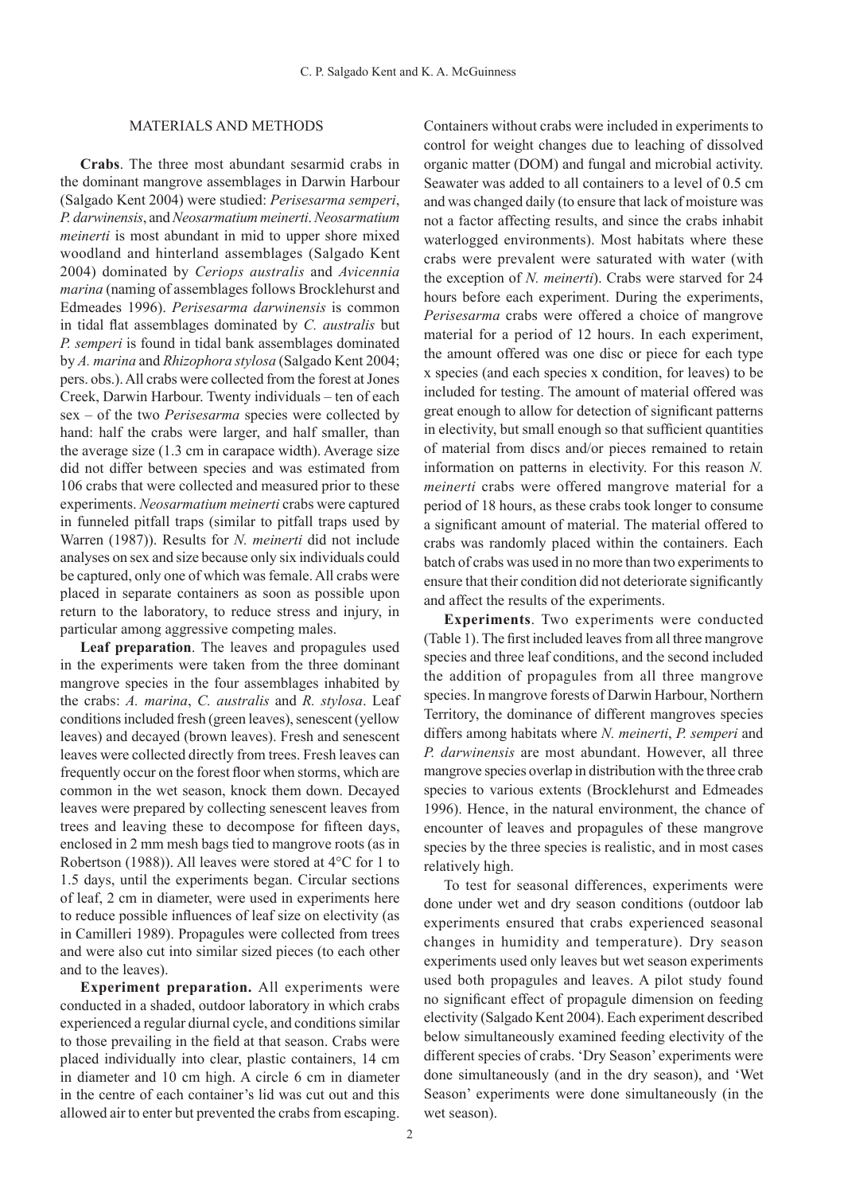## MATERIALS AND METHODS

**Crabs**. The three most abundant sesarmid crabs in the dominant mangrove assemblages in Darwin Harbour (Salgado Kent 2004) were studied: *Perisesarma semperi*, *P. darwinensis*, and *Neosarmatium meinerti*. *Neosarmatium meinerti* is most abundant in mid to upper shore mixed woodland and hinterland assemblages (Salgado Kent 2004) dominated by *Ceriops australis* and *Avicennia marina* (naming of assemblages follows Brocklehurst and Edmeades 1996). *Perisesarma darwinensis* is common in tidal flat assemblages dominated by *C. australis* but *P. semperi* is found in tidal bank assemblages dominated by *A. marina* and *Rhizophora stylosa* (Salgado Kent 2004; pers. obs.). All crabs were collected from the forest at Jones Creek, Darwin Harbour. Twenty individuals – ten of each sex – of the two *Perisesarma* species were collected by hand: half the crabs were larger, and half smaller, than the average size (1.3 cm in carapace width). Average size did not differ between species and was estimated from 106 crabs that were collected and measured prior to these experiments. *Neosarmatium meinerti* crabs were captured in funneled pitfall traps (similar to pitfall traps used by Warren (1987)). Results for *N. meinerti* did not include analyses on sex and size because only six individuals could be captured, only one of which was female. All crabs were placed in separate containers as soon as possible upon return to the laboratory, to reduce stress and injury, in particular among aggressive competing males.

**Leaf preparation**. The leaves and propagules used in the experiments were taken from the three dominant mangrove species in the four assemblages inhabited by the crabs: *A. marina*, *C. australis* and *R. stylosa*. Leaf conditions included fresh (green leaves), senescent (yellow leaves) and decayed (brown leaves). Fresh and senescent leaves were collected directly from trees. Fresh leaves can frequently occur on the forest floor when storms, which are common in the wet season, knock them down. Decayed leaves were prepared by collecting senescent leaves from trees and leaving these to decompose for fifteen days, enclosed in 2 mm mesh bags tied to mangrove roots (as in Robertson (1988)). All leaves were stored at 4°C for 1 to 1.5 days, until the experiments began. Circular sections of leaf, 2 cm in diameter, were used in experiments here to reduce possible influences of leaf size on electivity (as in Camilleri 1989). Propagules were collected from trees and were also cut into similar sized pieces (to each other and to the leaves).

**Experiment preparation.** All experiments were conducted in a shaded, outdoor laboratory in which crabs experienced a regular diurnal cycle, and conditions similar to those prevailing in the field at that season. Crabs were placed individually into clear, plastic containers, 14 cm in diameter and 10 cm high. A circle 6 cm in diameter in the centre of each container's lid was cut out and this allowed air to enter but prevented the crabs from escaping. Containers without crabs were included in experiments to control for weight changes due to leaching of dissolved organic matter (DOM) and fungal and microbial activity. Seawater was added to all containers to a level of 0.5 cm and was changed daily (to ensure that lack of moisture was not a factor affecting results, and since the crabs inhabit waterlogged environments). Most habitats where these crabs were prevalent were saturated with water (with the exception of *N. meinerti*). Crabs were starved for 24 hours before each experiment. During the experiments, *Perisesarma* crabs were offered a choice of mangrove material for a period of 12 hours. In each experiment, the amount offered was one disc or piece for each type x species (and each species x condition, for leaves) to be included for testing. The amount of material offered was great enough to allow for detection of significant patterns in electivity, but small enough so that sufficient quantities of material from discs and/or pieces remained to retain information on patterns in electivity. For this reason *N. meinerti* crabs were offered mangrove material for a period of 18 hours, as these crabs took longer to consume a significant amount of material. The material offered to crabs was randomly placed within the containers. Each batch of crabs was used in no more than two experiments to ensure that their condition did not deteriorate significantly and affect the results of the experiments.

**Experiments**. Two experiments were conducted (Table 1). The first included leaves from all three mangrove species and three leaf conditions, and the second included the addition of propagules from all three mangrove species. In mangrove forests of Darwin Harbour, Northern Territory, the dominance of different mangroves species differs among habitats where *N. meinerti*, *P. semperi* and *P. darwinensis* are most abundant. However, all three mangrove species overlap in distribution with the three crab species to various extents (Brocklehurst and Edmeades 1996). Hence, in the natural environment, the chance of encounter of leaves and propagules of these mangrove species by the three species is realistic, and in most cases relatively high.

To test for seasonal differences, experiments were done under wet and dry season conditions (outdoor lab experiments ensured that crabs experienced seasonal changes in humidity and temperature). Dry season experiments used only leaves but wet season experiments used both propagules and leaves. A pilot study found no significant effect of propagule dimension on feeding electivity (Salgado Kent 2004). Each experiment described below simultaneously examined feeding electivity of the different species of crabs. 'Dry Season' experiments were done simultaneously (and in the dry season), and 'Wet Season' experiments were done simultaneously (in the wet season).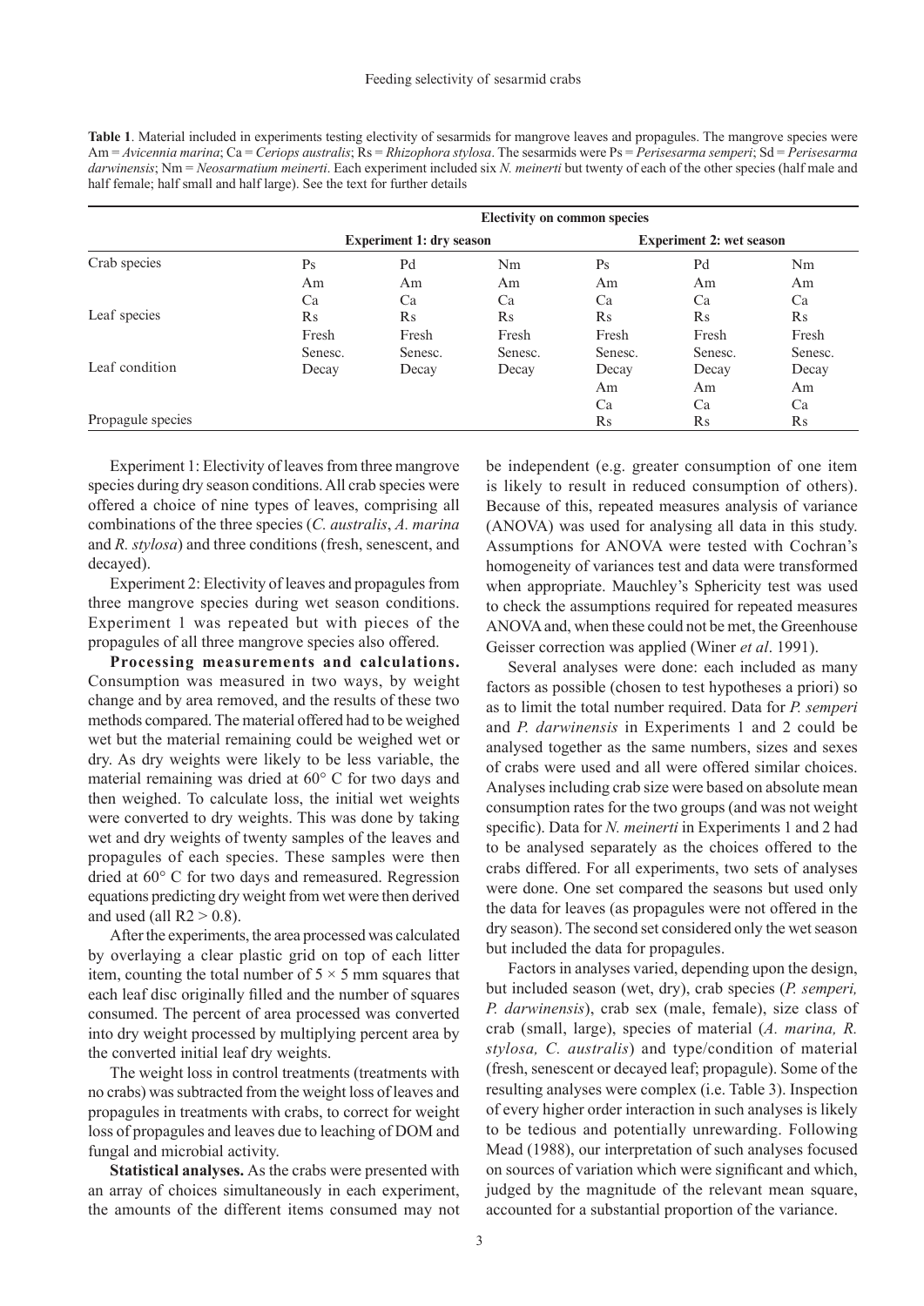**Table 1**. Material included in experiments testing electivity of sesarmids for mangrove leaves and propagules. The mangrove species were Am = *Avicennia marina*; Ca = *Ceriops australis*; Rs = *Rhizophora stylosa*. The sesarmids were Ps = *Perisesarma semperi*; Sd = *Perisesarma darwinensis*; Nm = *Neosarmatium meinerti*. Each experiment included six *N. meinerti* but twenty of each of the other species (half male and half female; half small and half large). See the text for further details

| | Electivity on common species | | | | | |
|---|---|---|---|---|---|---|
| | Experiment 1: dry season | | | Experiment 2: wet season | | |
| Crab species | Ps | Pd | Nm | Ps | Pd | Nm |
| | Am | Am | Am | Am | Am | Am |
| | Ca | Ca | Ca | Ca | Ca | Ca |
| Leaf species | Rs | Rs | Rs | Rs | Rs | Rs |
| | Fresh | Fresh | Fresh | Fresh | Fresh | Fresh |
| | Senesc. | Senesc. | Senesc. | Senesc. | Senesc. | Senesc. |
| Leaf condition | Decay | Decay | Decay | Decay | Decay | Decay |
| | | | | Am | Am | Am |
| | | | | Ca | Ca | Ca |
| Propagule species | | | | Rs | Rs | Rs |

Experiment 1: Electivity of leaves from three mangrove species during dry season conditions. All crab species were offered a choice of nine types of leaves, comprising all combinations of the three species (*C. australis*, *A. marina* and *R. stylosa*) and three conditions (fresh, senescent, and decayed).

Experiment 2: Electivity of leaves and propagules from three mangrove species during wet season conditions. Experiment 1 was repeated but with pieces of the propagules of all three mangrove species also offered.

**Processing measurements and calculations.** Consumption was measured in two ways, by weight change and by area removed, and the results of these two methods compared. The material offered had to be weighed wet but the material remaining could be weighed wet or dry. As dry weights were likely to be less variable, the material remaining was dried at 60° C for two days and then weighed. To calculate loss, the initial wet weights were converted to dry weights. This was done by taking wet and dry weights of twenty samples of the leaves and propagules of each species. These samples were then dried at 60° C for two days and remeasured. Regression equations predicting dry weight from wet were then derived and used (all $R2 > 0.8$).

After the experiments, the area processed was calculated by overlaying a clear plastic grid on top of each litter item, counting the total number of $5 \times 5$ mm squares that each leaf disc originally filled and the number of squares consumed. The percent of area processed was converted into dry weight processed by multiplying percent area by the converted initial leaf dry weights.

The weight loss in control treatments (treatments with no crabs) was subtracted from the weight loss of leaves and propagules in treatments with crabs, to correct for weight loss of propagules and leaves due to leaching of DOM and fungal and microbial activity.

**Statistical analyses.** As the crabs were presented with an array of choices simultaneously in each experiment, the amounts of the different items consumed may not be independent (e.g. greater consumption of one item is likely to result in reduced consumption of others). Because of this, repeated measures analysis of variance (ANOVA) was used for analysing all data in this study. Assumptions for ANOVA were tested with Cochran's homogeneity of variances test and data were transformed when appropriate. Mauchley's Sphericity test was used to check the assumptions required for repeated measures ANOVA and, when these could not be met, the Greenhouse Geisser correction was applied (Winer *et al*. 1991).

Several analyses were done: each included as many factors as possible (chosen to test hypotheses a priori) so as to limit the total number required. Data for *P. semperi* and *P. darwinensis* in Experiments 1 and 2 could be analysed together as the same numbers, sizes and sexes of crabs were used and all were offered similar choices. Analyses including crab size were based on absolute mean consumption rates for the two groups (and was not weight specific). Data for *N. meinerti* in Experiments 1 and 2 had to be analysed separately as the choices offered to the crabs differed. For all experiments, two sets of analyses were done. One set compared the seasons but used only the data for leaves (as propagules were not offered in the dry season). The second set considered only the wet season but included the data for propagules.

Factors in analyses varied, depending upon the design, but included season (wet, dry), crab species (*P. semperi, P. darwinensis*), crab sex (male, female), size class of crab (small, large), species of material (*A. marina, R. stylosa, C. australis*) and type/condition of material (fresh, senescent or decayed leaf; propagule). Some of the resulting analyses were complex (i.e. Table 3). Inspection of every higher order interaction in such analyses is likely to be tedious and potentially unrewarding. Following Mead (1988), our interpretation of such analyses focused on sources of variation which were significant and which, judged by the magnitude of the relevant mean square, accounted for a substantial proportion of the variance.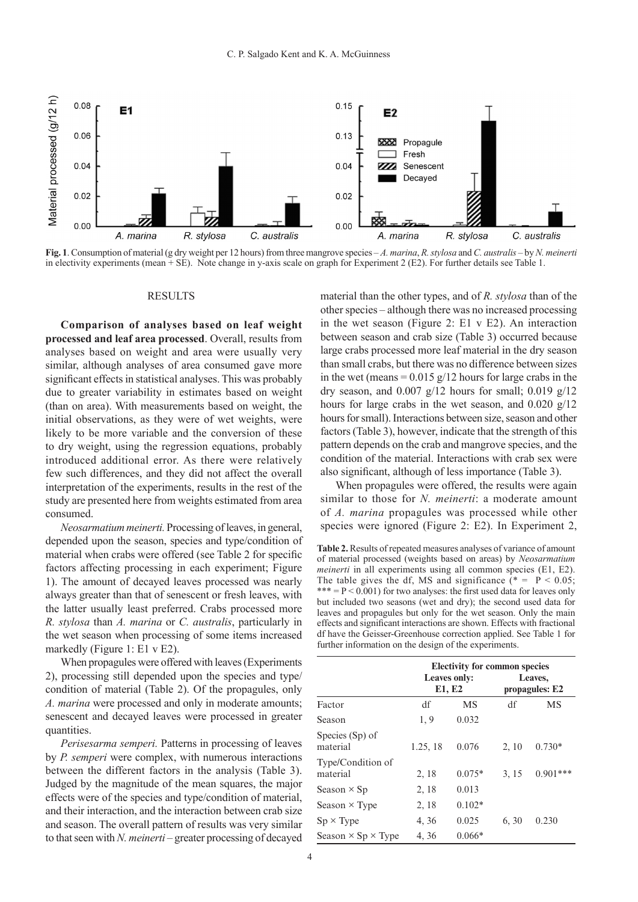**Fig. 1**. Consumption of material (g dry weight per 12 hours) from three mangrove species – *A. marina*, *R. stylosa* and *C. australis* – by *N. meinerti* in electivity experiments (mean + SE). Note change in y-axis scale on graph for Experiment 2 (E2). For further details see Table 1.

## RESULTS

**Comparison of analyses based on leaf weight processed and leaf area processed**. Overall, results from analyses based on weight and area were usually very similar, although analyses of area consumed gave more significant effects in statistical analyses. This was probably due to greater variability in estimates based on weight (than on area). With measurements based on weight, the initial observations, as they were of wet weights, were likely to be more variable and the conversion of these to dry weight, using the regression equations, probably introduced additional error. As there were relatively few such differences, and they did not affect the overall interpretation of the experiments, results in the rest of the study are presented here from weights estimated from area consumed.

*Neosarmatium meinerti.* Processing of leaves, in general, depended upon the season, species and type/condition of material when crabs were offered (see Table 2 for specific factors affecting processing in each experiment; Figure 1). The amount of decayed leaves processed was nearly always greater than that of senescent or fresh leaves, with the latter usually least preferred. Crabs processed more *R. stylosa* than *A. marina* or *C. australis*, particularly in the wet season when processing of some items increased markedly (Figure 1: E1 v E2).

When propagules were offered with leaves (Experiments 2), processing still depended upon the species and type/condition of material (Table 2). Of the propagules, only *A. marina* were processed and only in moderate amounts; senescent and decayed leaves were processed in greater quantities.

*Perisesarma semperi.* Patterns in processing of leaves by *P. semperi* were complex, with numerous interactions between the different factors in the analysis (Table 3). Judged by the magnitude of the mean squares, the major effects were of the species and type/condition of material, and their interaction, and the interaction between crab size and season. The overall pattern of results was very similar to that seen with *N. meinerti* – greater processing of decayed material than the other types, and of *R. stylosa* than of the other species – although there was no increased processing in the wet season (Figure 2: E1 v E2). An interaction between season and crab size (Table 3) occurred because large crabs processed more leaf material in the dry season than small crabs, but there was no difference between sizes in the wet (means = 0.015 g/12 hours for large crabs in the dry season, and 0.007 g/12 hours for small; 0.019 g/12 hours for large crabs in the wet season, and 0.020 g/12 hours for small). Interactions between size, season and other factors (Table 3), however, indicate that the strength of this pattern depends on the crab and mangrove species, and the condition of the material. Interactions with crab sex were also significant, although of less importance (Table 3).

When propagules were offered, the results were again similar to those for *N. meinerti*: a moderate amount of *A. marina* propagules was processed while other species were ignored (Figure 2: E2). In Experiment 2,

**Table 2.** Results of repeated measures analyses of variance of amount of material processed (weights based on areas) by *Neosarmatium meinerti* in all experiments using all common species (E1, E2). The table gives the df, MS and significance (* = $P < 0.05$; *** = $P < 0.001$) for two analyses: the first used data for leaves only but included two seasons (wet and dry); the second used data for leaves and propagules but only for the wet season. Only the main effects and significant interactions are shown. Effects with fractional df have the Geisser-Greenhouse correction applied. See Table 1 for further information on the design of the experiments.

| | Electivity for common species | | | |
|---|---|---|---|---|
| | Leaves only: E1, E2 | | Leaves, propagules: E2 | |
| Factor | df | MS | df | MS |
| Season | 1, 9 | 0.032 | | |
| Species (Sp) of material | 1.25, 18 | 0.076 | 2, 10 | 0.730* |
| Type/Condition of material | 2, 18 | 0.075* | 3, 15 | 0.901*** |
| Season × Sp | 2, 18 | 0.013 | | |
| Season × Type | 2, 18 | 0.102* | | |
| Sp × Type | 4, 36 | 0.025 | 6, 30 | 0.230 |
| Season × Sp × Type | 4, 36 | 0.066* | | |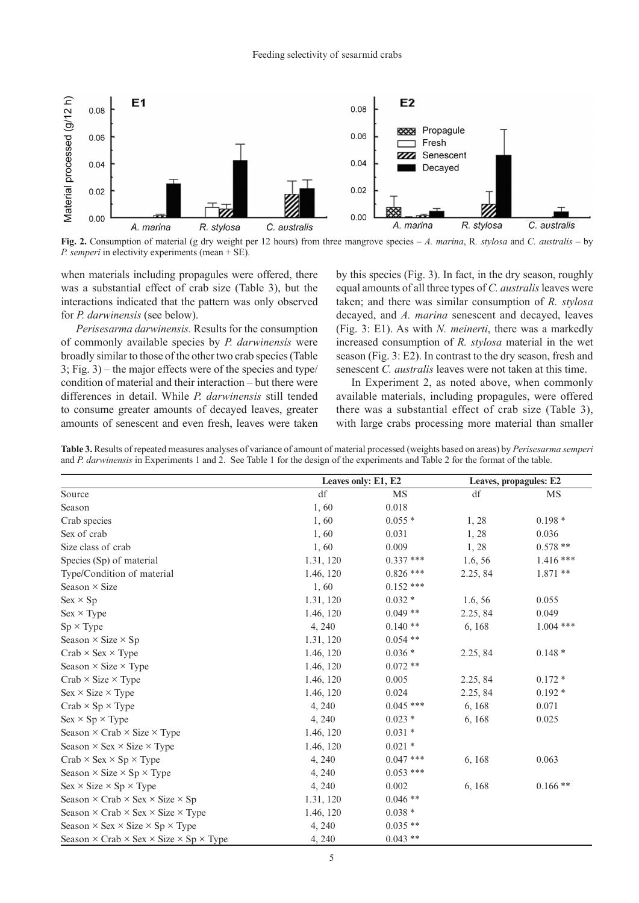**Fig. 2.** Consumption of material (g dry weight per 12 hours) from three mangrove species – *A. marina*, R. *stylosa* and *C. australis* – by *P. semperi* in electivity experiments (mean + SE).

when materials including propagules were offered, there was a substantial effect of crab size (Table 3), but the interactions indicated that the pattern was only observed for *P. darwinensis* (see below).

*Perisesarma darwinensis.* Results for the consumption of commonly available species by *P. darwinensis* were broadly similar to those of the other two crab species (Table 3; Fig. 3) – the major effects were of the species and type/condition of material and their interaction – but there were differences in detail. While *P. darwinensis* still tended to consume greater amounts of decayed leaves, greater amounts of senescent and even fresh, leaves were taken by this species (Fig. 3). In fact, in the dry season, roughly equal amounts of all three types of *C. australis* leaves were taken; and there was similar consumption of *R. stylosa* decayed, and *A. marina* senescent and decayed, leaves (Fig. 3: E1). As with *N. meinerti*, there was a markedly increased consumption of *R. stylosa* material in the wet season (Fig. 3: E2). In contrast to the dry season, fresh and senescent *C. australis* leaves were not taken at this time.

In Experiment 2, as noted above, when commonly available materials, including propagules, were offered there was a substantial effect of crab size (Table 3), with large crabs processing more material than smaller

**Table 3.** Results of repeated measures analyses of variance of amount of material processed (weights based on areas) by *Perisesarma semperi* and *P. darwinensis* in Experiments 1 and 2. See Table 1 for the design of the experiments and Table 2 for the format of the table.

| | Leaves only: E1, E2 | | Leaves, propagules: E2 | |
|---|---|---|---|---|
| Source | df | MS | df | MS |
| Season | 1, 60 | 0.018 | | |
| Crab species | 1, 60 | 0.055 * | 1, 28 | 0.198 * |
| Sex of crab | 1, 60 | 0.031 | 1, 28 | 0.036 |
| Size class of crab | 1, 60 | 0.009 | 1, 28 | 0.578 ** |
| Species (Sp) of material | 1.31, 120 | 0.337 *** | 1.6, 56 | 1.416 *** |
| Type/Condition of material | 1.46, 120 | 0.826 *** | 2.25, 84 | 1.871 ** |
| Season × Size | 1, 60 | 0.152 *** | | |
| Sex × Sp | 1.31, 120 | 0.032 * | 1.6, 56 | 0.055 |
| Sex × Type | 1.46, 120 | 0.049 ** | 2.25, 84 | 0.049 |
| Sp × Type | 4, 240 | 0.140 ** | 6, 168 | 1.004 *** |
| Season × Size × Sp | 1.31, 120 | 0.054 ** | | |
| Crab × Sex × Type | 1.46, 120 | 0.036 * | 2.25, 84 | 0.148 * |
| Season × Size × Type | 1.46, 120 | 0.072 ** | | |
| Crab × Size × Type | 1.46, 120 | 0.005 | 2.25, 84 | 0.172 * |
| Sex × Size × Type | 1.46, 120 | 0.024 | 2.25, 84 | 0.192 * |
| Crab × Sp × Type | 4, 240 | 0.045 *** | 6, 168 | 0.071 |
| Sex × Sp × Type | 4, 240 | 0.023 * | 6, 168 | 0.025 |
| Season × Crab × Size × Type | 1.46, 120 | 0.031 * | | |
| Season × Sex × Size × Type | 1.46, 120 | 0.021 * | | |
| Crab × Sex × Sp × Type | 4, 240 | 0.047 *** | 6, 168 | 0.063 |
| Season × Size × Sp × Type | 4, 240 | 0.053 *** | | |
| Sex × Size × Sp × Type | 4, 240 | 0.002 | 6, 168 | 0.166 ** |
| Season × Crab × Sex × Size × Sp | 1.31, 120 | 0.046 ** | | |
| Season × Crab × Sex × Size × Type | 1.46, 120 | 0.038 * | | |
| Season × Sex × Size × Sp × Type | 4, 240 | 0.035 ** | | |
| Season × Crab × Sex × Size × Sp × Type | 4, 240 | 0.043 ** | | |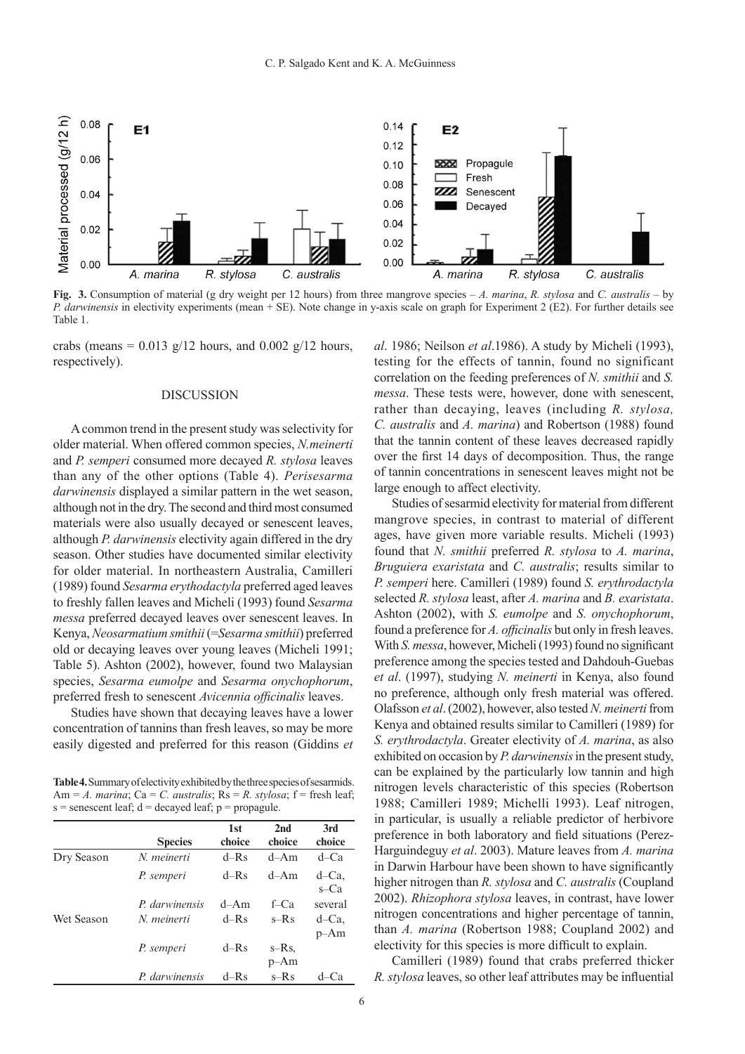**Fig. 3.** Consumption of material (g dry weight per 12 hours) from three mangrove species – *A. marina*, *R. stylosa* and *C. australis* – by *P. darwinensis* in electivity experiments (mean + SE). Note change in y-axis scale on graph for Experiment 2 (E2). For further details see Table 1.

crabs (means = 0.013 g/12 hours, and 0.002 g/12 hours, respectively).

## DISCUSSION

A common trend in the present study was selectivity for older material. When offered common species, *N.meinerti* and *P. semperi* consumed more decayed *R. stylosa* leaves than any of the other options (Table 4). *Perisesarma darwinensis* displayed a similar pattern in the wet season, although not in the dry. The second and third most consumed materials were also usually decayed or senescent leaves, although *P. darwinensis* electivity again differed in the dry season. Other studies have documented similar electivity for older material. In northeastern Australia, Camilleri (1989) found *Sesarma erythodactyla* preferred aged leaves to freshly fallen leaves and Micheli (1993) found *Sesarma messa* preferred decayed leaves over senescent leaves. In Kenya, *Neosarmatium smithii* (=*Sesarma smithii*) preferred old or decaying leaves over young leaves (Micheli 1991; Table 5). Ashton (2002), however, found two Malaysian species, *Sesarma eumolpe* and *Sesarma onychophorum*, preferred fresh to senescent *Avicennia officinalis* leaves.

Studies have shown that decaying leaves have a lower concentration of tannins than fresh leaves, so may be more easily digested and preferred for this reason (Giddins *et al*. 1986; Neilson *et al*.1986). A study by Micheli (1993), testing for the effects of tannin, found no significant correlation on the feeding preferences of *N. smithii* and *S. messa*. These tests were, however, done with senescent, rather than decaying, leaves (including *R. stylosa, C. australis* and *A. marina*) and Robertson (1988) found that the tannin content of these leaves decreased rapidly over the first 14 days of decomposition. Thus, the range of tannin concentrations in senescent leaves might not be large enough to affect electivity.

**Table 4.** Summary of electivity exhibited by the three species of sesarmids. Am = *A. marina*; Ca = *C. australis*; Rs = *R. stylosa*; f = fresh leaf; s = senescent leaf; d = decayed leaf; p = propagule.

| | Species | 1st choice | 2nd choice | 3rd choice |
|---|---|---|---|---|
| Dry Season | *N. meinerti* | d–Rs | d–Am | d–Ca |
| | *P. semperi* | d–Rs | d–Am | d–Ca, s–Ca |
| | *P. darwinensis* | d–Am | f–Ca | several |
| Wet Season | *N. meinerti* | d–Rs | s–Rs | d–Ca, p–Am |
| | *P. semperi* | d–Rs | s–Rs, p–Am | |
| | *P. darwinensis* | d–Rs | s–Rs | d–Ca |

Studies of sesarmid electivity for material from different mangrove species, in contrast to material of different ages, have given more variable results. Micheli (1993) found that *N. smithii* preferred *R. stylosa* to *A. marina*, *Bruguiera exaristata* and *C. australis*; results similar to *P. semperi* here. Camilleri (1989) found *S. erythrodactyla* selected *R. stylosa* least, after *A. marina* and *B. exaristata*. Ashton (2002), with *S. eumolpe* and *S. onychophorum*, found a preference for *A. officinalis* but only in fresh leaves. With *S. messa*, however, Micheli (1993) found no significant preference among the species tested and Dahdouh-Guebas *et al*. (1997), studying *N. meinerti* in Kenya, also found no preference, although only fresh material was offered. Olafsson *et al*. (2002), however, also tested *N. meinerti* from Kenya and obtained results similar to Camilleri (1989) for *S. erythrodactyla*. Greater electivity of *A. marina*, as also exhibited on occasion by *P. darwinensis* in the present study, can be explained by the particularly low tannin and high nitrogen levels characteristic of this species (Robertson 1988; Camilleri 1989; Michelli 1993). Leaf nitrogen, in particular, is usually a reliable predictor of herbivore preference in both laboratory and field situations (Perez-Harguindeguy *et al*. 2003). Mature leaves from *A. marina* in Darwin Harbour have been shown to have significantly higher nitrogen than *R. stylosa* and *C. australis* (Coupland 2002). *Rhizophora stylosa* leaves, in contrast, have lower nitrogen concentrations and higher percentage of tannin, than *A. marina* (Robertson 1988; Coupland 2002) and electivity for this species is more difficult to explain.

Camilleri (1989) found that crabs preferred thicker *R. stylosa* leaves, so other leaf attributes may be influential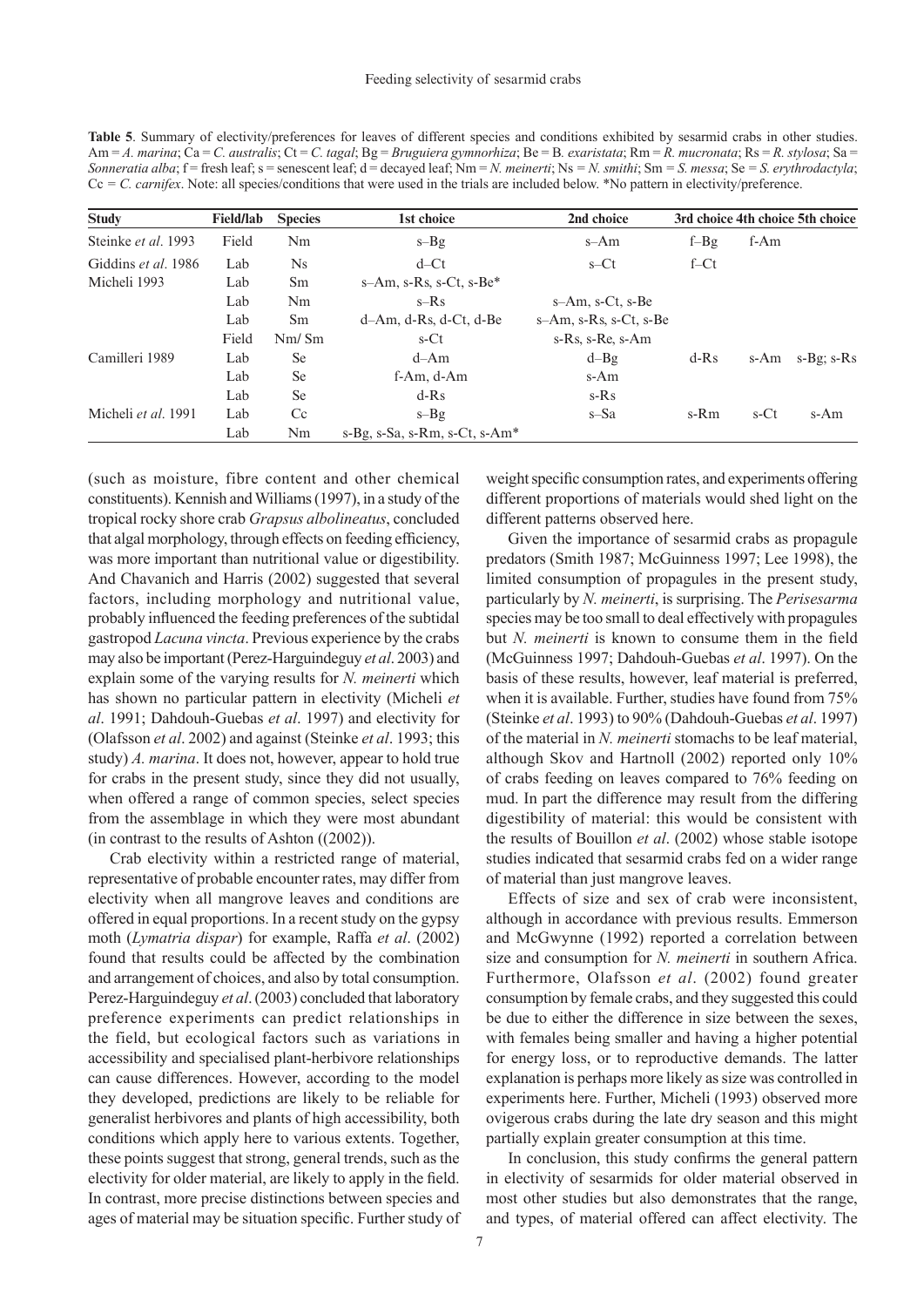**Table 5**. Summary of electivity/preferences for leaves of different species and conditions exhibited by sesarmid crabs in other studies. Am = *A. marina*; Ca = *C. australis*; Ct = *C. tagal*; Bg = *Bruguiera gymnorhiza*; Be = B*. exaristata*; Rm = *R. mucronata*; Rs = *R. stylosa*; Sa = *Sonneratia alba*; f = fresh leaf; s = senescent leaf; d = decayed leaf; Nm = *N. meinerti*; Ns = *N. smithi*; Sm = *S. messa*; Se = *S. erythrodactyla*; Cc = *C. carnifex*. Note: all species/conditions that were used in the trials are included below. *No pattern in electivity/preference.

| Study | Field/lab | Species | 1st choice | 2nd choice | 3rd choice | 4th choice | 5th choice |
|---|---|---|---|---|---|---|---|
| Steinke *et al*. 1993 | Field | Nm | s–Bg | s–Am | f–Bg | f-Am | |
| Giddins *et al*. 1986 | Lab | Ns | d–Ct | s–Ct | f–Ct | | |
| Micheli 1993 | Lab | Sm | s–Am, s-Rs, s-Ct, s-Be* | | | | |
| | Lab | Nm | s–Rs | s–Am, s-Ct, s-Be | | | |
| | Lab | Sm | d–Am, d-Rs, d-Ct, d-Be | s–Am, s-Rs, s-Ct, s-Be | | | |
| | Field | Nm/ Sm | s-Ct | s-Rs, s-Re, s-Am | | | |
| Camilleri 1989 | Lab | Se | d–Am | d–Bg | d-Rs | s-Am | s-Bg; s-Rs |
| | Lab | Se | f-Am, d-Am | s-Am | | | |
| | Lab | Se | d-Rs | s-Rs | | | |
| Micheli *et al*. 1991 | Lab | Cc | s–Bg | s–Sa | s-Rm | s-Ct | s-Am |
| | Lab | Nm | s-Bg, s-Sa, s-Rm, s-Ct, s-Am* | | | | |

(such as moisture, fibre content and other chemical constituents). Kennish and Williams (1997), in a study of the tropical rocky shore crab *Grapsus albolineatus*, concluded that algal morphology, through effects on feeding efficiency, was more important than nutritional value or digestibility. And Chavanich and Harris (2002) suggested that several factors, including morphology and nutritional value, probably influenced the feeding preferences of the subtidal gastropod *Lacuna vincta*. Previous experience by the crabs may also be important (Perez-Harguindeguy *et al*. 2003) and explain some of the varying results for *N. meinerti* which has shown no particular pattern in electivity (Micheli *et al*. 1991; Dahdouh-Guebas *et al*. 1997) and electivity for (Olafsson *et al*. 2002) and against (Steinke *et al*. 1993; this study) *A. marina*. It does not, however, appear to hold true for crabs in the present study, since they did not usually, when offered a range of common species, select species from the assemblage in which they were most abundant (in contrast to the results of Ashton ((2002)).

Crab electivity within a restricted range of material, representative of probable encounter rates, may differ from electivity when all mangrove leaves and conditions are offered in equal proportions. In a recent study on the gypsy moth (*Lymatria dispar*) for example, Raffa *et al*. (2002) found that results could be affected by the combination and arrangement of choices, and also by total consumption. Perez-Harguindeguy *et al*. (2003) concluded that laboratory preference experiments can predict relationships in the field, but ecological factors such as variations in accessibility and specialised plant-herbivore relationships can cause differences. However, according to the model they developed, predictions are likely to be reliable for generalist herbivores and plants of high accessibility, both conditions which apply here to various extents. Together, these points suggest that strong, general trends, such as the electivity for older material, are likely to apply in the field. In contrast, more precise distinctions between species and ages of material may be situation specific. Further study of weight specific consumption rates, and experiments offering different proportions of materials would shed light on the different patterns observed here.

Given the importance of sesarmid crabs as propagule predators (Smith 1987; McGuinness 1997; Lee 1998), the limited consumption of propagules in the present study, particularly by *N. meinerti*, is surprising. The *Perisesarma* species may be too small to deal effectively with propagules but *N. meinerti* is known to consume them in the field (McGuinness 1997; Dahdouh-Guebas *et al*. 1997). On the basis of these results, however, leaf material is preferred, when it is available. Further, studies have found from 75% (Steinke *et al*. 1993) to 90% (Dahdouh-Guebas *et al*. 1997) of the material in *N. meinerti* stomachs to be leaf material, although Skov and Hartnoll (2002) reported only 10% of crabs feeding on leaves compared to 76% feeding on mud. In part the difference may result from the differing digestibility of material: this would be consistent with the results of Bouillon *et al*. (2002) whose stable isotope studies indicated that sesarmid crabs fed on a wider range of material than just mangrove leaves.

Effects of size and sex of crab were inconsistent, although in accordance with previous results. Emmerson and McGwynne (1992) reported a correlation between size and consumption for *N. meinerti* in southern Africa. Furthermore, Olafsson *et al*. (2002) found greater consumption by female crabs, and they suggested this could be due to either the difference in size between the sexes, with females being smaller and having a higher potential for energy loss, or to reproductive demands. The latter explanation is perhaps more likely as size was controlled in experiments here. Further, Micheli (1993) observed more ovigerous crabs during the late dry season and this might partially explain greater consumption at this time.

In conclusion, this study confirms the general pattern in electivity of sesarmids for older material observed in most other studies but also demonstrates that the range, and types, of material offered can affect electivity. The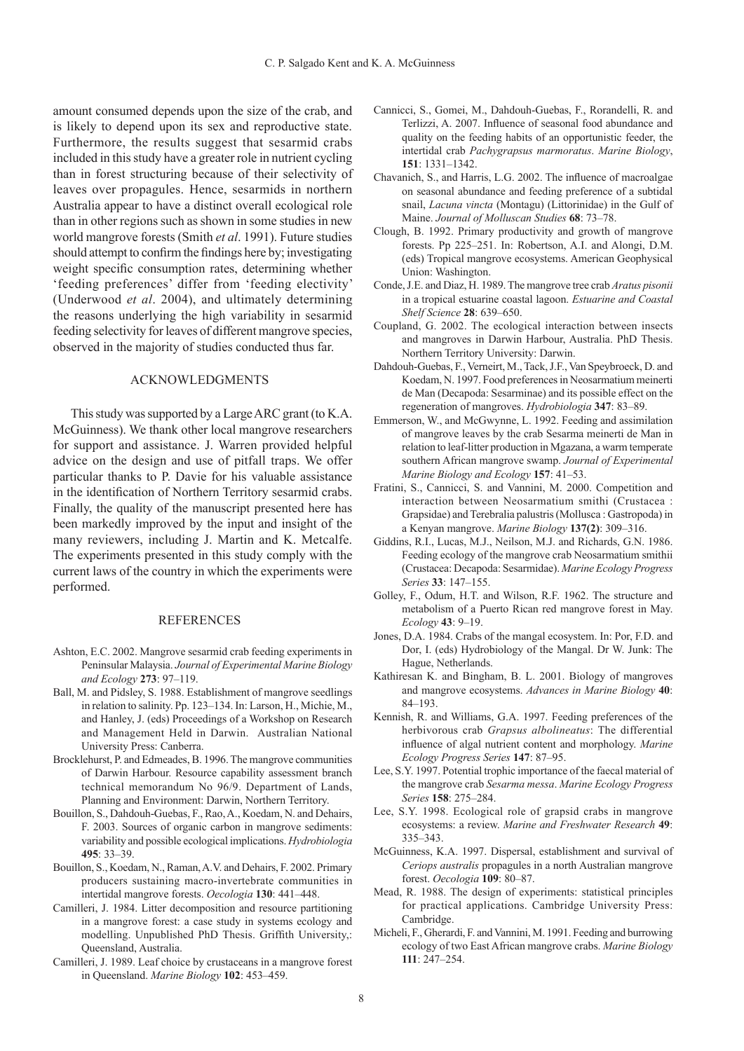amount consumed depends upon the size of the crab, and is likely to depend upon its sex and reproductive state. Furthermore, the results suggest that sesarmid crabs included in this study have a greater role in nutrient cycling than in forest structuring because of their selectivity of leaves over propagules. Hence, sesarmids in northern Australia appear to have a distinct overall ecological role than in other regions such as shown in some studies in new world mangrove forests (Smith *et al*. 1991). Future studies should attempt to confirm the findings here by; investigating weight specific consumption rates, determining whether 'feeding preferences' differ from 'feeding electivity' (Underwood *et al*. 2004), and ultimately determining the reasons underlying the high variability in sesarmid feeding selectivity for leaves of different mangrove species, observed in the majority of studies conducted thus far.

## ACKNOWLEDGMENTS

This study was supported by a Large ARC grant (to K.A. McGuinness). We thank other local mangrove researchers for support and assistance. J. Warren provided helpful advice on the design and use of pitfall traps. We offer particular thanks to P. Davie for his valuable assistance in the identification of Northern Territory sesarmid crabs. Finally, the quality of the manuscript presented here has been markedly improved by the input and insight of the many reviewers, including J. Martin and K. Metcalfe. The experiments presented in this study comply with the current laws of the country in which the experiments were performed.

## REFERENCES

Ashton, E.C. 2002. Mangrove sesarmid crab feeding experiments in Peninsular Malaysia. *Journal of Experimental Marine Biology and Ecology* **273**: 97–119.

Ball, M. and Pidsley, S. 1988. Establishment of mangrove seedlings in relation to salinity. Pp. 123–134. In: Larson, H., Michie, M., and Hanley, J. (eds) Proceedings of a Workshop on Research and Management Held in Darwin. Australian National University Press: Canberra.

Brocklehurst, P. and Edmeades, B. 1996. The mangrove communities of Darwin Harbour. Resource capability assessment branch technical memorandum No 96/9. Department of Lands, Planning and Environment: Darwin, Northern Territory.

Bouillon, S., Dahdouh-Guebas, F., Rao, A., Koedam, N. and Dehairs, F. 2003. Sources of organic carbon in mangrove sediments: variability and possible ecological implications. *Hydrobiologia* **495**: 33–39.

Bouillon, S., Koedam, N., Raman, A.V. and Dehairs, F. 2002. Primary producers sustaining macro-invertebrate communities in intertidal mangrove forests. *Oecologia* **130**: 441–448.

Camilleri, J. 1984. Litter decomposition and resource partitioning in a mangrove forest: a case study in systems ecology and modelling. Unpublished PhD Thesis. Griffith University,: Queensland, Australia.

Camilleri, J. 1989. Leaf choice by crustaceans in a mangrove forest in Queensland. *Marine Biology* **102**: 453–459.

Cannicci, S., Gomei, M., Dahdouh-Guebas, F., Rorandelli, R. and Terlizzi, A. 2007. Influence of seasonal food abundance and quality on the feeding habits of an opportunistic feeder, the intertidal crab *Pachygrapsus marmoratus*. *Marine Biology*, **151**: 1331–1342.

Chavanich, S., and Harris, L.G. 2002. The influence of macroalgae on seasonal abundance and feeding preference of a subtidal snail, *Lacuna vincta* (Montagu) (Littorinidae) in the Gulf of Maine. *Journal of Molluscan Studies* **68**: 73–78.

Clough, B. 1992. Primary productivity and growth of mangrove forests. Pp 225–251. In: Robertson, A.I. and Alongi, D.M. (eds) Tropical mangrove ecosystems. American Geophysical Union: Washington.

Conde, J.E. and Diaz, H. 1989. The mangrove tree crab *Aratus pisonii* in a tropical estuarine coastal lagoon. *Estuarine and Coastal Shelf Science* **28**: 639–650.

Coupland, G. 2002. The ecological interaction between insects and mangroves in Darwin Harbour, Australia. PhD Thesis. Northern Territory University: Darwin.

Dahdouh-Guebas, F., Verneirt, M., Tack, J.F., Van Speybroeck, D. and Koedam, N. 1997. Food preferences in Neosarmatium meinerti de Man (Decapoda: Sesarminae) and its possible effect on the regeneration of mangroves. *Hydrobiologia* **347**: 83–89.

Emmerson, W., and McGwynne, L. 1992. Feeding and assimilation of mangrove leaves by the crab Sesarma meinerti de Man in relation to leaf-litter production in Mgazana, a warm temperate southern African mangrove swamp. *Journal of Experimental Marine Biology and Ecology* **157**: 41–53.

Fratini, S., Cannicci, S. and Vannini, M. 2000. Competition and interaction between Neosarmatium smithi (Crustacea : Grapsidae) and Terebralia palustris (Mollusca : Gastropoda) in a Kenyan mangrove. *Marine Biology* **137(2)**: 309–316.

Giddins, R.I., Lucas, M.J., Neilson, M.J. and Richards, G.N. 1986. Feeding ecology of the mangrove crab Neosarmatium smithii (Crustacea: Decapoda: Sesarmidae). *Marine Ecology Progress Series* **33**: 147–155.

Golley, F., Odum, H.T. and Wilson, R.F. 1962. The structure and metabolism of a Puerto Rican red mangrove forest in May. *Ecology* **43**: 9–19.

Jones, D.A. 1984. Crabs of the mangal ecosystem. In: Por, F.D. and Dor, I. (eds) Hydrobiology of the Mangal. Dr W. Junk: The Hague, Netherlands.

Kathiresan K. and Bingham, B. L. 2001. Biology of mangroves and mangrove ecosystems. *Advances in Marine Biology* **40**: 84–193.

Kennish, R. and Williams, G.A. 1997. Feeding preferences of the herbivorous crab *Grapsus albolineatus*: The differential influence of algal nutrient content and morphology. *Marine Ecology Progress Series* **147**: 87–95.

Lee, S.Y. 1997. Potential trophic importance of the faecal material of the mangrove crab *Sesarma messa*. *Marine Ecology Progress Series* **158**: 275–284.

Lee, S.Y. 1998. Ecological role of grapsid crabs in mangrove ecosystems: a review. *Marine and Freshwater Research* **49**: 335–343.

McGuinness, K.A. 1997. Dispersal, establishment and survival of *Ceriops australis* propagules in a north Australian mangrove forest. *Oecologia* **109**: 80–87.

Mead, R. 1988. The design of experiments: statistical principles for practical applications. Cambridge University Press: Cambridge.

Micheli, F., Gherardi, F. and Vannini, M. 1991. Feeding and burrowing ecology of two East African mangrove crabs. *Marine Biology* **111**: 247–254.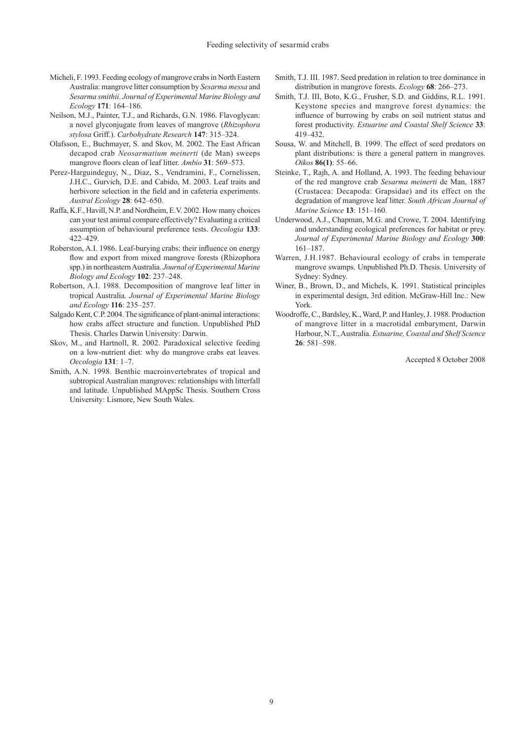Micheli, F. 1993. Feeding ecology of mangrove crabs in North Eastern Australia: mangrove litter consumption by *Sesarma messa* and *Sesarma smithii*. *Journal of Experimental Marine Biology and Ecology* **171**: 164–186.

Neilson, M.J., Painter, T.J., and Richards, G.N. 1986. Flavoglycan: a novel glyconjugate from leaves of mangrove (*Rhizophora stylosa* Griff.). *Carbohydrate Research* **147**: 315–324.

Olafsson, E., Buchmayer, S. and Skov, M. 2002. The East African decapod crab *Neosarmatium meinerti* (de Man) sweeps mangrove floors clean of leaf litter. *Ambio* **31**: 569–573.

Perez-Harguindeguy, N., Diaz, S., Vendramini, F., Cornelissen, J.H.C., Gurvich, D.E. and Cabido, M. 2003. Leaf traits and herbivore selection in the field and in cafeteria experiments. *Austral Ecology* **28**: 642–650.

Raffa, K.F., Havill, N.P. and Nordheim, E.V. 2002. How many choices can your test animal compare effectively? Evaluating a critical assumption of behavioural preference tests. *Oecologia* **133**: 422–429.

Roberston, A.I. 1986. Leaf-burying crabs: their influence on energy flow and export from mixed mangrove forests (Rhizophora spp.) in northeastern Australia. *Journal of Experimental Marine Biology and Ecology* **102**: 237–248.

Robertson, A.I. 1988. Decomposition of mangrove leaf litter in tropical Australia. *Journal of Experimental Marine Biology and Ecology* **116**: 235–257.

Salgado Kent, C.P. 2004. The significance of plant-animal interactions: how crabs affect structure and function. Unpublished PhD Thesis. Charles Darwin University: Darwin.

Skov, M., and Hartnoll, R. 2002. Paradoxical selective feeding on a low-nutrient diet: why do mangrove crabs eat leaves. *Oecologia* **131**: 1–7.

Smith, A.N. 1998. Benthic macroinvertebrates of tropical and subtropical Australian mangroves: relationships with litterfall and latitude. Unpublished MAppSc Thesis. Southern Cross University: Lismore, New South Wales.

Smith, T.J. III. 1987. Seed predation in relation to tree dominance in distribution in mangrove forests. *Ecology* **68**: 266–273.

Smith, T.J. III, Boto, K.G., Frusher, S.D. and Giddins, R.L. 1991. Keystone species and mangrove forest dynamics: the influence of burrowing by crabs on soil nutrient status and forest productivity. *Estuarine and Coastal Shelf Science* **33**: 419–432.

Sousa, W. and Mitchell, B. 1999. The effect of seed predators on plant distributions: is there a general pattern in mangroves. *Oikos* **86(1)**: 55–66.

Steinke, T., Rajh, A. and Holland, A. 1993. The feeding behaviour of the red mangrove crab *Sesarma meinerti* de Man, 1887 (Crustacea: Decapoda: Grapsidae) and its effect on the degradation of mangrove leaf litter. *South African Journal of Marine Science* **13**: 151–160.

Underwood, A.J., Chapman, M.G. and Crowe, T. 2004. Identifying and understanding ecological preferences for habitat or prey. *Journal of Experimental Marine Biology and Ecology* **300**: 161–187.

Warren, J.H.1987. Behavioural ecology of crabs in temperate mangrove swamps. Unpublished Ph.D. Thesis. University of Sydney: Sydney.

Winer, B., Brown, D., and Michels, K. 1991. Statistical principles in experimental design, 3rd edition. McGraw-Hill Inc.: New York.

Woodroffe, C., Bardsley, K., Ward, P. and Hanley, J. 1988. Production of mangrove litter in a macrotidal embaryment, Darwin Harbour, N.T., Australia. *Estuarine, Coastal and Shelf Science* **26**: 581–598.

Accepted 8 October 2008